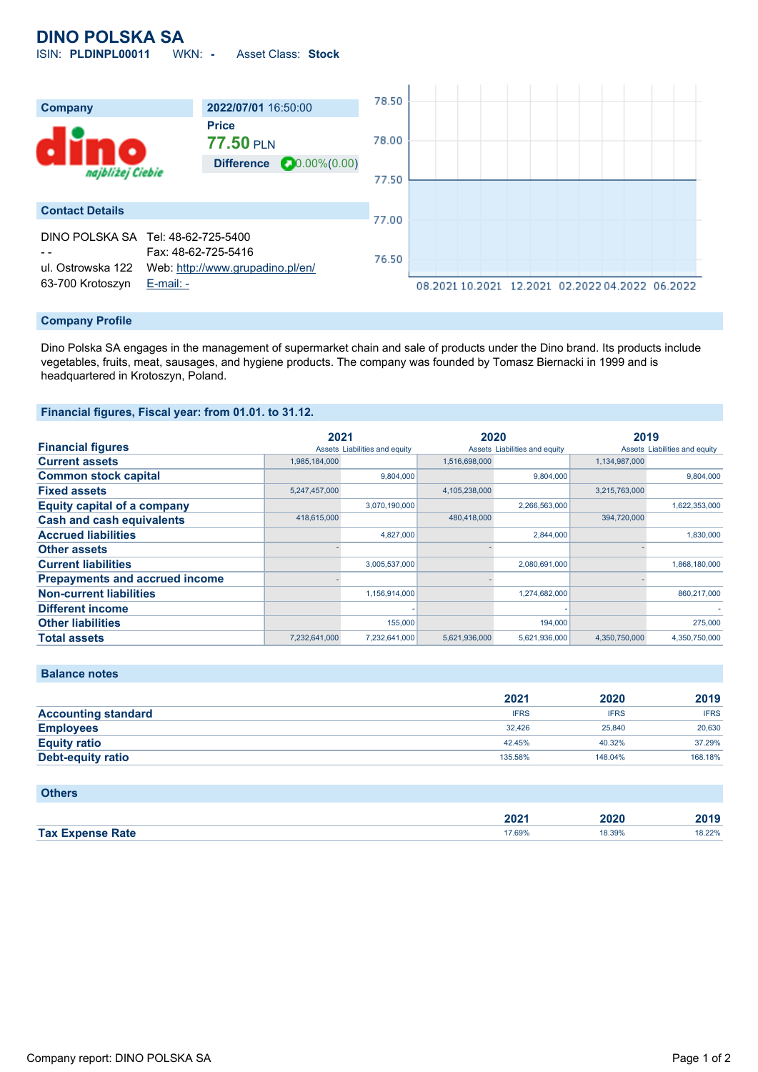# DINO POLSKA SA

ISIN: **PLDINPL00011** WKN: **-** Asset Class: **Stock**

| Company | 2022/07/01 16:50:00 |
|---|---|
| | Price |
| | **77.50** PLN |
| | Difference 0.00%(0.00) |

## Contact Details

DINO POLSKA SA
- -
ul. Ostrowska 122
63-700 Krotoszyn

Tel: 48-62-725-5400
Fax: 48-62-725-5416
Web: http://www.grupadino.pl/en/
E-mail: -

## Company Profile

Dino Polska SA engages in the management of supermarket chain and sale of products under the Dino brand. Its products include vegetables, fruits, meat, sausages, and hygiene products. The company was founded by Tomasz Biernacki in 1999 and is headquartered in Krotoszyn, Poland.

## Financial figures, Fiscal year: from 01.01. to 31.12.

| Financial figures | 2021 | | 2020 | | 2019 | |
|---|---|---|---|---|---|---|
| | Assets | Liabilities and equity | Assets | Liabilities and equity | Assets | Liabilities and equity |
| **Current assets** | 1,985,184,000 | | 1,516,698,000 | | 1,134,987,000 | |
| **Common stock capital** | | 9,804,000 | | 9,804,000 | | 9,804,000 |
| **Fixed assets** | 5,247,457,000 | | 4,105,238,000 | | 3,215,763,000 | |
| **Equity capital of a company** | | 3,070,190,000 | | 2,266,563,000 | | 1,622,353,000 |
| **Cash and cash equivalents** | 418,615,000 | | 480,418,000 | | 394,720,000 | |
| **Accrued liabilities** | | 4,827,000 | | 2,844,000 | | 1,830,000 |
| **Other assets** | - | | - | | - | |
| **Current liabilities** | | 3,005,537,000 | | 2,080,691,000 | | 1,868,180,000 |
| **Prepayments and accrued income** | - | | - | | - | |
| **Non-current liabilities** | | 1,156,914,000 | | 1,274,682,000 | | 860,217,000 |
| **Different income** | | - | | - | | - |
| **Other liabilities** | | 155,000 | | 194,000 | | 275,000 |
| **Total assets** | 7,232,641,000 | 7,232,641,000 | 5,621,936,000 | 5,621,936,000 | 4,350,750,000 | 4,350,750,000 |

## Balance notes

| | 2021 | 2020 | 2019 |
|---|---|---|---|
| **Accounting standard** | IFRS | IFRS | IFRS |
| **Employees** | 32,426 | 25,840 | 20,630 |
| **Equity ratio** | 42.45% | 40.32% | 37.29% |
| **Debt-equity ratio** | 135.58% | 148.04% | 168.18% |

## Others

| | 2021 | 2020 | 2019 |
|---|---|---|---|
| **Tax Expense Rate** | 17.69% | 18.39% | 18.22% |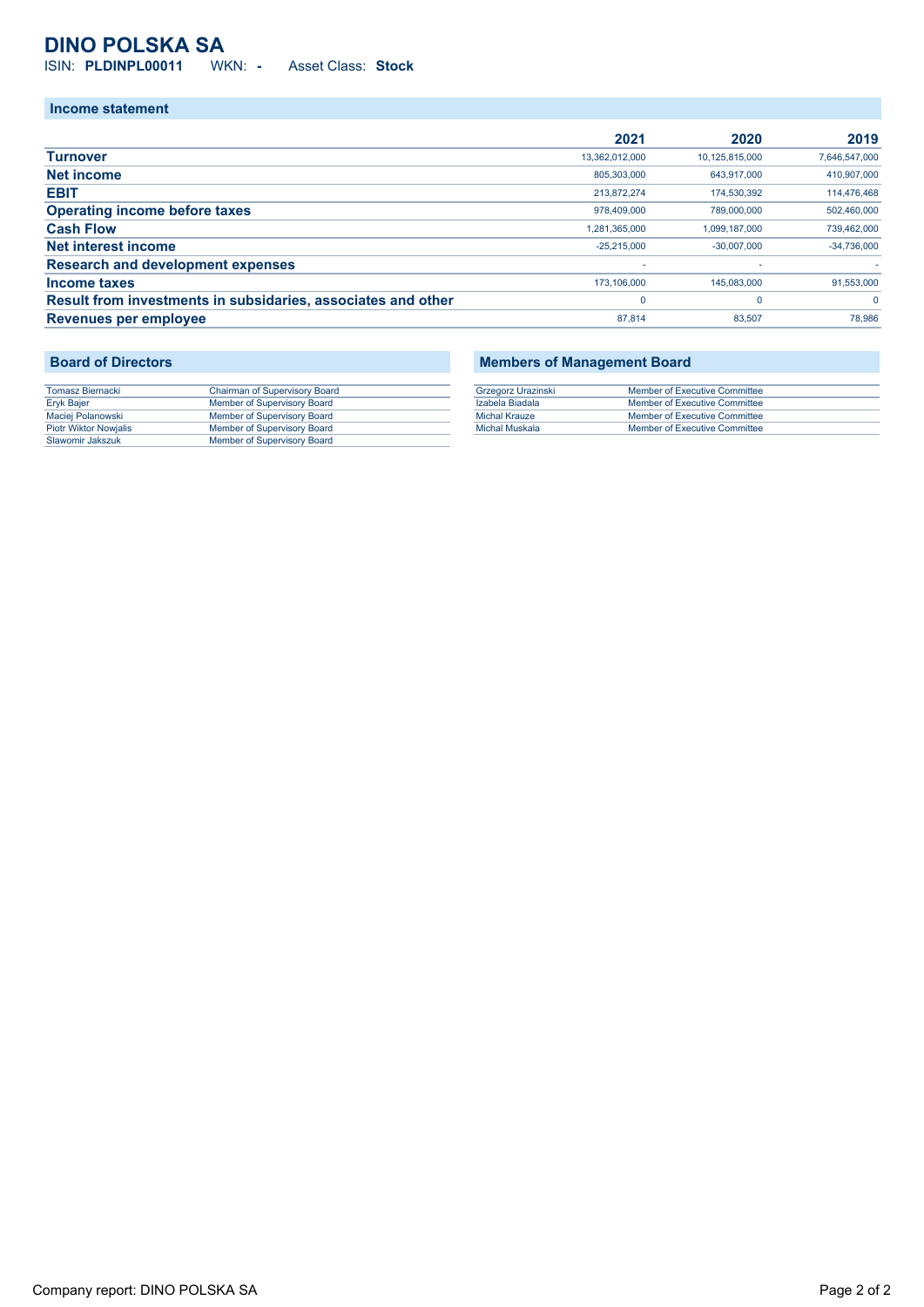# DINO POLSKA SA

ISIN: **PLDINPL00011** WKN: **-** Asset Class: **Stock**

## Income statement

| | 2021 | 2020 | 2019 |
|---|---|---|---|
| **Turnover** | 13,362,012,000 | 10,125,815,000 | 7,646,547,000 |
| **Net income** | 805,303,000 | 643,917,000 | 410,907,000 |
| **EBIT** | 213,872,274 | 174,530,392 | 114,476,468 |
| **Operating income before taxes** | 978,409,000 | 789,000,000 | 502,460,000 |
| **Cash Flow** | 1,281,365,000 | 1,099,187,000 | 739,462,000 |
| **Net interest income** | -25,215,000 | -30,007,000 | -34,736,000 |
| **Research and development expenses** | - | - | - |
| **Income taxes** | 173,106,000 | 145,083,000 | 91,553,000 |
| **Result from investments in subsidaries, associates and other** | 0 | 0 | 0 |
| **Revenues per employee** | 87,814 | 83,507 | 78,986 |

## Board of Directors

| | |
|---|---|
| Tomasz Biernacki | Chairman of Supervisory Board |
| Eryk Bajer | Member of Supervisory Board |
| Maciej Polanowski | Member of Supervisory Board |
| Piotr Wiktor Nowjalis | Member of Supervisory Board |
| Slawomir Jakszuk | Member of Supervisory Board |

## Members of Management Board

| | |
|---|---|
| Grzegorz Urazinski | Member of Executive Committee |
| Izabela Biadala | Member of Executive Committee |
| Michal Krauze | Member of Executive Committee |
| Michal Muskala | Member of Executive Committee |